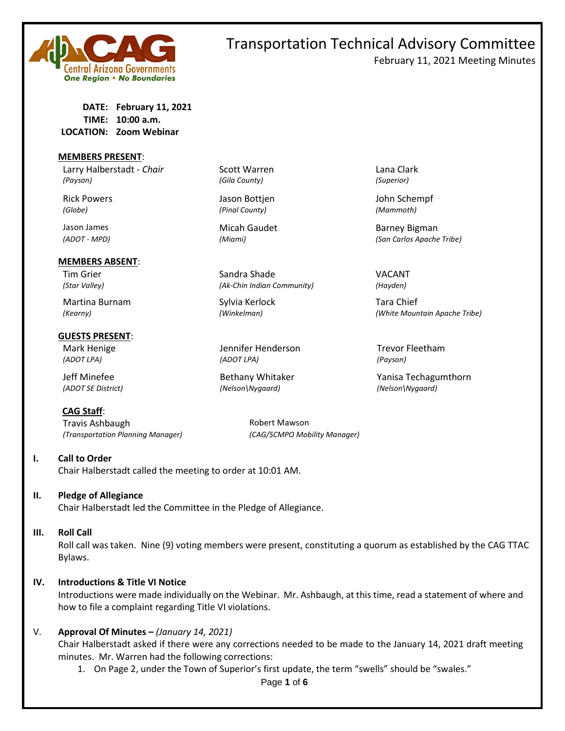# Transportation Technical Advisory Committee

February 11, 2021 Meeting Minutes

**DATE: February 11, 2021**
**TIME: 10:00 a.m.**
**LOCATION: Zoom Webinar**

**MEMBERS PRESENT**:

| | | |
|---|---|---|
| Larry Halberstadt - *Chair* *(Payson)* | Scott Warren *(Gila County)* | Lana Clark *(Superior)* |
| Rick Powers *(Globe)* | Jason Bottjen *(Pinal County)* | John Schempf *(Mammoth)* |
| Jason James *(ADOT - MPD)* | Micah Gaudet *(Miami)* | Barney Bigman *(San Carlos Apache Tribe)* |

**MEMBERS ABSENT**:

| | | |
|---|---|---|
| Tim Grier *(Star Valley)* | Sandra Shade *(Ak-Chin Indian Community)* | VACANT *(Hayden)* |
| Martina Burnam *(Kearny)* | Sylvia Kerlock *(Winkelman)* | Tara Chief *(White Mountain Apache Tribe)* |

**GUESTS PRESENT**:

| | | |
|---|---|---|
| Mark Henige *(ADOT LPA)* | Jennifer Henderson *(ADOT LPA)* | Trevor Fleetham *(Payson)* |
| Jeff Minefee *(ADOT SE District)* | Bethany Whitaker *(Nelson\Nygaard)* | Yanisa Techagumthorn *(Nelson\Nygaard)* |

**CAG Staff**:

| | |
|---|---|
| Travis Ashbaugh *(Transportation Planning Manager)* | Robert Mawson *(CAG/SCMPO Mobility Manager)* |

**I. Call to Order**

Chair Halberstadt called the meeting to order at 10:01 AM.

**II. Pledge of Allegiance**

Chair Halberstadt led the Committee in the Pledge of Allegiance.

**III. Roll Call**

Roll call was taken. Nine (9) voting members were present, constituting a quorum as established by the CAG TTAC Bylaws.

**IV. Introductions & Title VI Notice**

Introductions were made individually on the Webinar. Mr. Ashbaugh, at this time, read a statement of where and how to file a complaint regarding Title VI violations.

V. **Approval Of Minutes –** *(January 14, 2021)*

Chair Halberstadt asked if there were any corrections needed to be made to the January 14, 2021 draft meeting minutes. Mr. Warren had the following corrections:

1. On Page 2, under the Town of Superior's first update, the term "swells" should be "swales."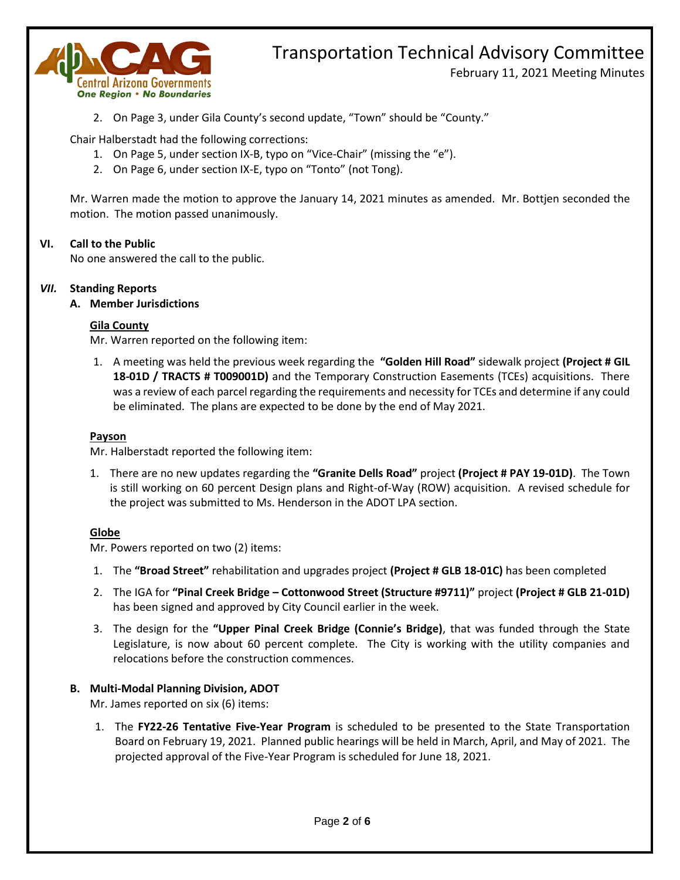2. On Page 3, under Gila County's second update, "Town" should be "County."

Chair Halberstadt had the following corrections:

1. On Page 5, under section IX-B, typo on "Vice-Chair" (missing the "e").
2. On Page 6, under section IX-E, typo on "Tonto" (not Tong).

Mr. Warren made the motion to approve the January 14, 2021 minutes as amended. Mr. Bottjen seconded the motion. The motion passed unanimously.

## VI. Call to the Public

No one answered the call to the public.

## *VII.* Standing Reports

### A. Member Jurisdictions

**Gila County**

Mr. Warren reported on the following item:

1. A meeting was held the previous week regarding the **"Golden Hill Road"** sidewalk project **(Project # GIL 18-01D / TRACTS # T009001D)** and the Temporary Construction Easements (TCEs) acquisitions. There was a review of each parcel regarding the requirements and necessity for TCEs and determine if any could be eliminated. The plans are expected to be done by the end of May 2021.

**Payson**

Mr. Halberstadt reported the following item:

1. There are no new updates regarding the **"Granite Dells Road"** project **(Project # PAY 19-01D)**. The Town is still working on 60 percent Design plans and Right-of-Way (ROW) acquisition. A revised schedule for the project was submitted to Ms. Henderson in the ADOT LPA section.

**Globe**

Mr. Powers reported on two (2) items:

1. The **"Broad Street"** rehabilitation and upgrades project **(Project # GLB 18-01C)** has been completed
2. The IGA for **"Pinal Creek Bridge – Cottonwood Street (Structure #9711)"** project **(Project # GLB 21-01D)** has been signed and approved by City Council earlier in the week.
3. The design for the **"Upper Pinal Creek Bridge (Connie's Bridge)**, that was funded through the State Legislature, is now about 60 percent complete. The City is working with the utility companies and relocations before the construction commences.

### B. Multi-Modal Planning Division, ADOT

Mr. James reported on six (6) items:

1. The **FY22-26 Tentative Five-Year Program** is scheduled to be presented to the State Transportation Board on February 19, 2021. Planned public hearings will be held in March, April, and May of 2021. The projected approval of the Five-Year Program is scheduled for June 18, 2021.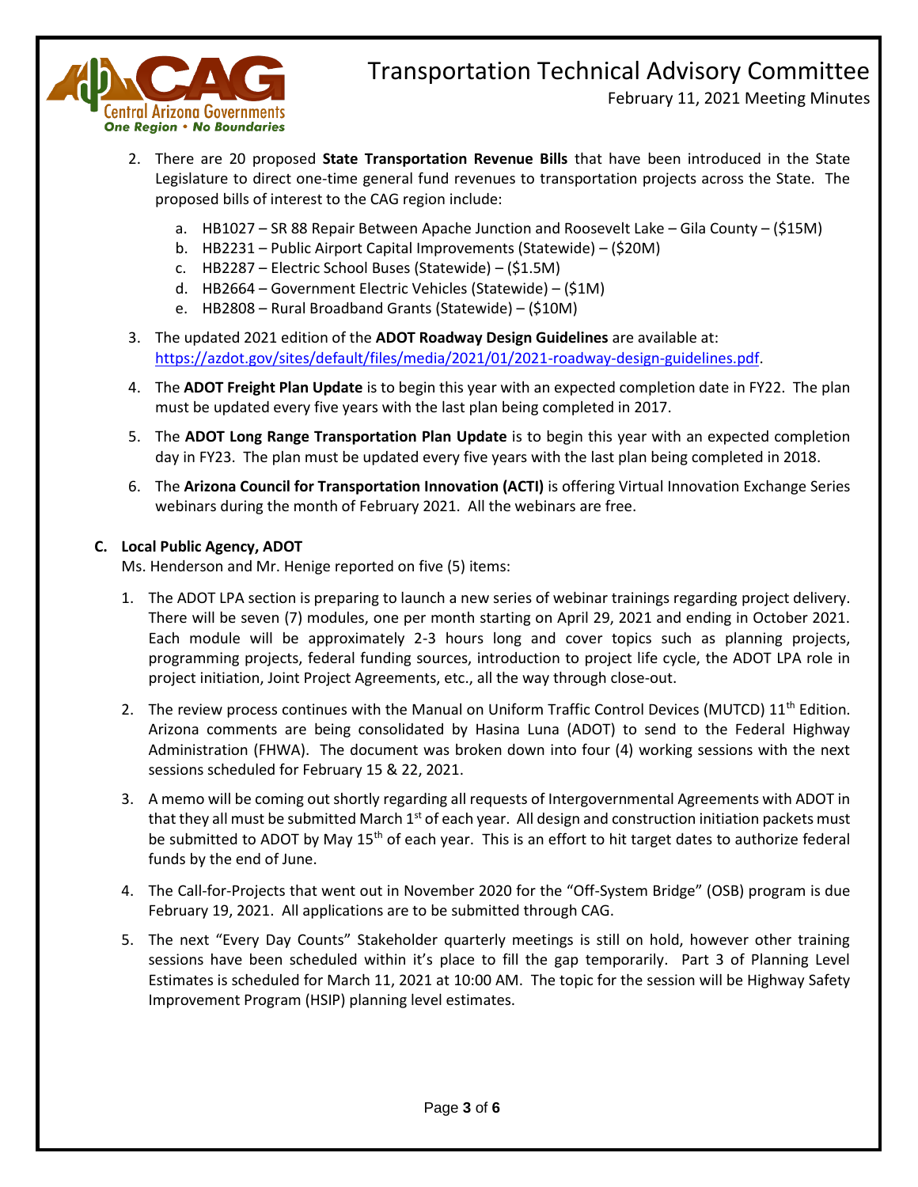2. There are 20 proposed **State Transportation Revenue Bills** that have been introduced in the State Legislature to direct one-time general fund revenues to transportation projects across the State. The proposed bills of interest to the CAG region include:

   a. HB1027 – SR 88 Repair Between Apache Junction and Roosevelt Lake – Gila County – ($15M)
   b. HB2231 – Public Airport Capital Improvements (Statewide) – ($20M)
   c. HB2287 – Electric School Buses (Statewide) – ($1.5M)
   d. HB2664 – Government Electric Vehicles (Statewide) – ($1M)
   e. HB2808 – Rural Broadband Grants (Statewide) – ($10M)

3. The updated 2021 edition of the **ADOT Roadway Design Guidelines** are available at: https://azdot.gov/sites/default/files/media/2021/01/2021-roadway-design-guidelines.pdf.

4. The **ADOT Freight Plan Update** is to begin this year with an expected completion date in FY22. The plan must be updated every five years with the last plan being completed in 2017.

5. The **ADOT Long Range Transportation Plan Update** is to begin this year with an expected completion day in FY23. The plan must be updated every five years with the last plan being completed in 2018.

6. The **Arizona Council for Transportation Innovation (ACTI)** is offering Virtual Innovation Exchange Series webinars during the month of February 2021. All the webinars are free.

**C. Local Public Agency, ADOT**

Ms. Henderson and Mr. Henige reported on five (5) items:

1. The ADOT LPA section is preparing to launch a new series of webinar trainings regarding project delivery. There will be seven (7) modules, one per month starting on April 29, 2021 and ending in October 2021. Each module will be approximately 2-3 hours long and cover topics such as planning projects, programming projects, federal funding sources, introduction to project life cycle, the ADOT LPA role in project initiation, Joint Project Agreements, etc., all the way through close-out.

2. The review process continues with the Manual on Uniform Traffic Control Devices (MUTCD) 11th Edition. Arizona comments are being consolidated by Hasina Luna (ADOT) to send to the Federal Highway Administration (FHWA). The document was broken down into four (4) working sessions with the next sessions scheduled for February 15 & 22, 2021.

3. A memo will be coming out shortly regarding all requests of Intergovernmental Agreements with ADOT in that they all must be submitted March 1st of each year. All design and construction initiation packets must be submitted to ADOT by May 15th of each year. This is an effort to hit target dates to authorize federal funds by the end of June.

4. The Call-for-Projects that went out in November 2020 for the "Off-System Bridge" (OSB) program is due February 19, 2021. All applications are to be submitted through CAG.

5. The next "Every Day Counts" Stakeholder quarterly meetings is still on hold, however other training sessions have been scheduled within it's place to fill the gap temporarily. Part 3 of Planning Level Estimates is scheduled for March 11, 2021 at 10:00 AM. The topic for the session will be Highway Safety Improvement Program (HSIP) planning level estimates.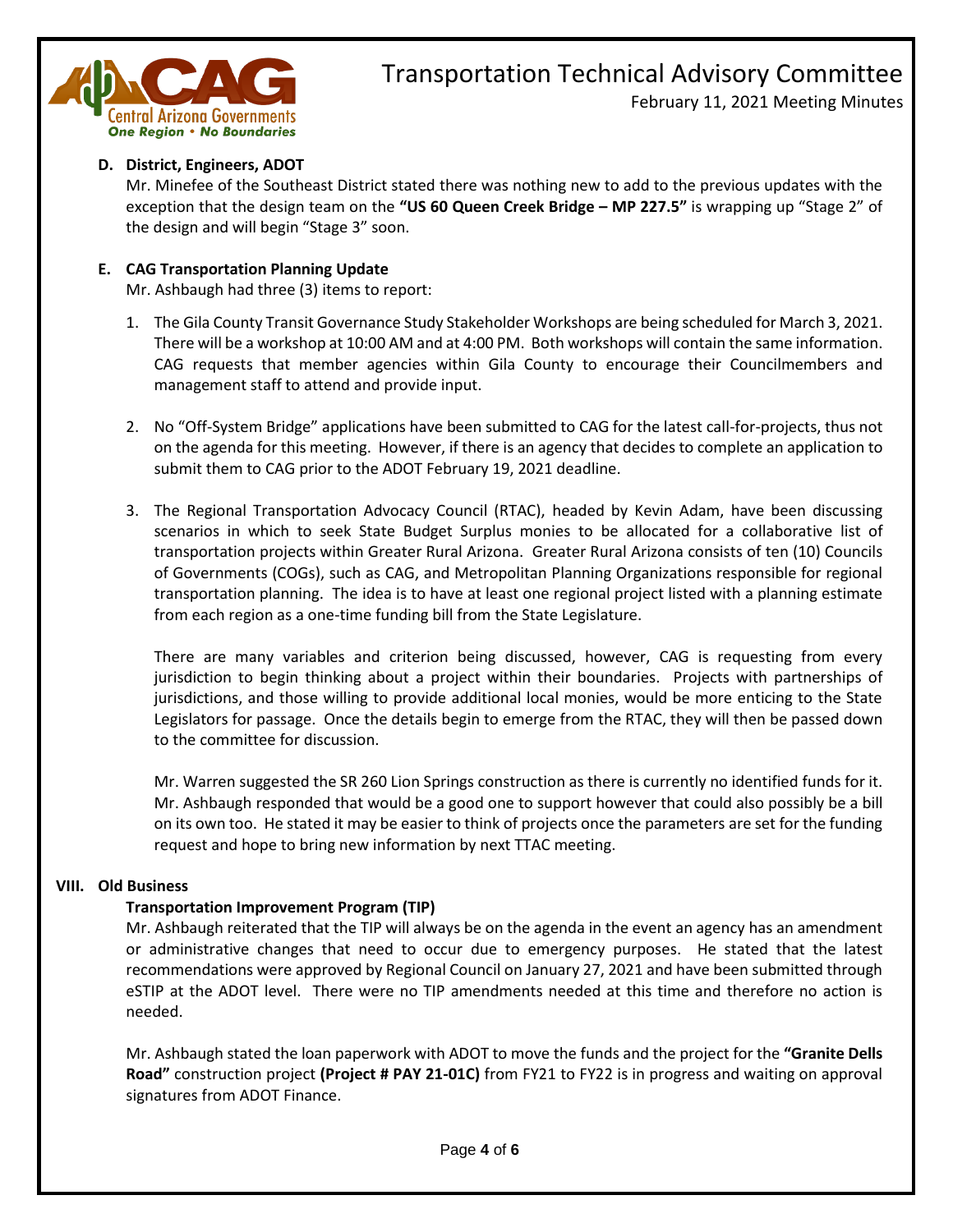**D. District, Engineers, ADOT**

Mr. Minefee of the Southeast District stated there was nothing new to add to the previous updates with the exception that the design team on the **"US 60 Queen Creek Bridge – MP 227.5"** is wrapping up "Stage 2" of the design and will begin "Stage 3" soon.

**E. CAG Transportation Planning Update**

Mr. Ashbaugh had three (3) items to report:

1. The Gila County Transit Governance Study Stakeholder Workshops are being scheduled for March 3, 2021. There will be a workshop at 10:00 AM and at 4:00 PM. Both workshops will contain the same information. CAG requests that member agencies within Gila County to encourage their Councilmembers and management staff to attend and provide input.

2. No "Off-System Bridge" applications have been submitted to CAG for the latest call-for-projects, thus not on the agenda for this meeting. However, if there is an agency that decides to complete an application to submit them to CAG prior to the ADOT February 19, 2021 deadline.

3. The Regional Transportation Advocacy Council (RTAC), headed by Kevin Adam, have been discussing scenarios in which to seek State Budget Surplus monies to be allocated for a collaborative list of transportation projects within Greater Rural Arizona. Greater Rural Arizona consists of ten (10) Councils of Governments (COGs), such as CAG, and Metropolitan Planning Organizations responsible for regional transportation planning. The idea is to have at least one regional project listed with a planning estimate from each region as a one-time funding bill from the State Legislature.

   There are many variables and criterion being discussed, however, CAG is requesting from every jurisdiction to begin thinking about a project within their boundaries. Projects with partnerships of jurisdictions, and those willing to provide additional local monies, would be more enticing to the State Legislators for passage. Once the details begin to emerge from the RTAC, they will then be passed down to the committee for discussion.

   Mr. Warren suggested the SR 260 Lion Springs construction as there is currently no identified funds for it. Mr. Ashbaugh responded that would be a good one to support however that could also possibly be a bill on its own too. He stated it may be easier to think of projects once the parameters are set for the funding request and hope to bring new information by next TTAC meeting.

## VIII. Old Business

**Transportation Improvement Program (TIP)**

Mr. Ashbaugh reiterated that the TIP will always be on the agenda in the event an agency has an amendment or administrative changes that need to occur due to emergency purposes. He stated that the latest recommendations were approved by Regional Council on January 27, 2021 and have been submitted through eSTIP at the ADOT level. There were no TIP amendments needed at this time and therefore no action is needed.

Mr. Ashbaugh stated the loan paperwork with ADOT to move the funds and the project for the **"Granite Dells Road"** construction project **(Project # PAY 21-01C)** from FY21 to FY22 is in progress and waiting on approval signatures from ADOT Finance.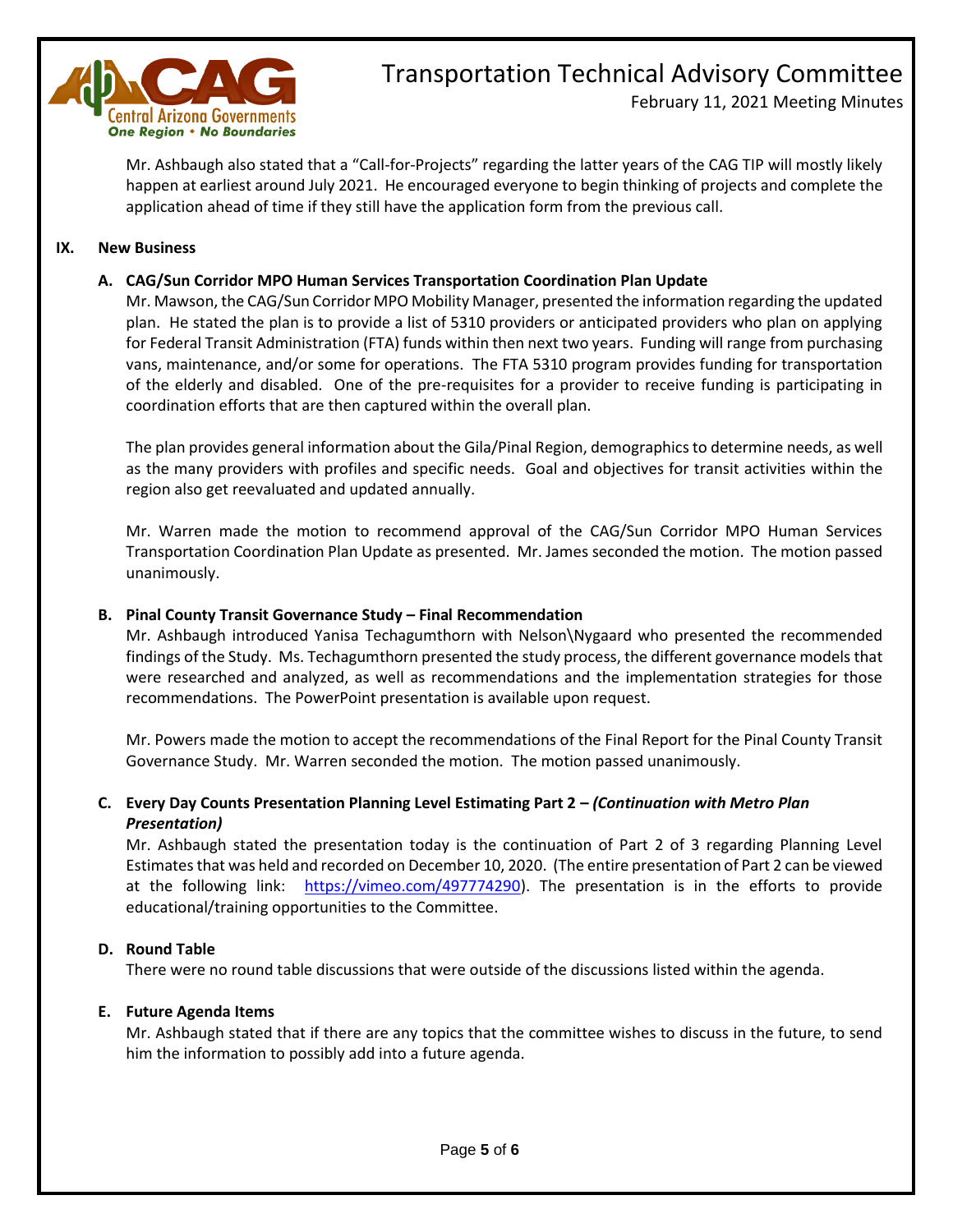Mr. Ashbaugh also stated that a "Call-for-Projects" regarding the latter years of the CAG TIP will mostly likely happen at earliest around July 2021. He encouraged everyone to begin thinking of projects and complete the application ahead of time if they still have the application form from the previous call.

## IX. New Business

### A. CAG/Sun Corridor MPO Human Services Transportation Coordination Plan Update

Mr. Mawson, the CAG/Sun Corridor MPO Mobility Manager, presented the information regarding the updated plan. He stated the plan is to provide a list of 5310 providers or anticipated providers who plan on applying for Federal Transit Administration (FTA) funds within then next two years. Funding will range from purchasing vans, maintenance, and/or some for operations. The FTA 5310 program provides funding for transportation of the elderly and disabled. One of the pre-requisites for a provider to receive funding is participating in coordination efforts that are then captured within the overall plan.

The plan provides general information about the Gila/Pinal Region, demographics to determine needs, as well as the many providers with profiles and specific needs. Goal and objectives for transit activities within the region also get reevaluated and updated annually.

Mr. Warren made the motion to recommend approval of the CAG/Sun Corridor MPO Human Services Transportation Coordination Plan Update as presented. Mr. James seconded the motion. The motion passed unanimously.

### B. Pinal County Transit Governance Study – Final Recommendation

Mr. Ashbaugh introduced Yanisa Techagumthorn with Nelson\Nygaard who presented the recommended findings of the Study. Ms. Techagumthorn presented the study process, the different governance models that were researched and analyzed, as well as recommendations and the implementation strategies for those recommendations. The PowerPoint presentation is available upon request.

Mr. Powers made the motion to accept the recommendations of the Final Report for the Pinal County Transit Governance Study. Mr. Warren seconded the motion. The motion passed unanimously.

### C. Every Day Counts Presentation Planning Level Estimating Part 2 – *(Continuation with Metro Plan Presentation)*

Mr. Ashbaugh stated the presentation today is the continuation of Part 2 of 3 regarding Planning Level Estimates that was held and recorded on December 10, 2020. (The entire presentation of Part 2 can be viewed at the following link: https://vimeo.com/497774290). The presentation is in the efforts to provide educational/training opportunities to the Committee.

### D. Round Table

There were no round table discussions that were outside of the discussions listed within the agenda.

### E. Future Agenda Items

Mr. Ashbaugh stated that if there are any topics that the committee wishes to discuss in the future, to send him the information to possibly add into a future agenda.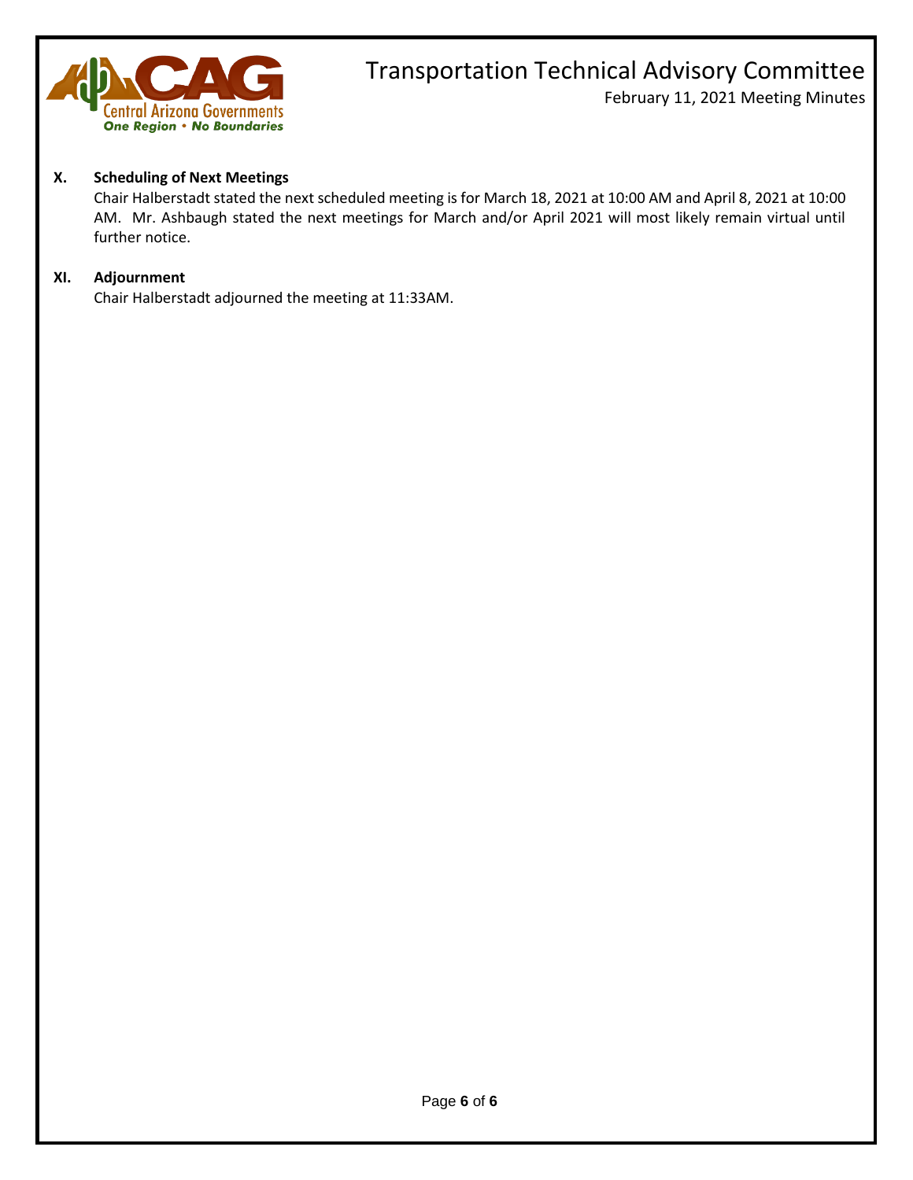**X. Scheduling of Next Meetings**

Chair Halberstadt stated the next scheduled meeting is for March 18, 2021 at 10:00 AM and April 8, 2021 at 10:00 AM. Mr. Ashbaugh stated the next meetings for March and/or April 2021 will most likely remain virtual until further notice.

**XI. Adjournment**

Chair Halberstadt adjourned the meeting at 11:33AM.